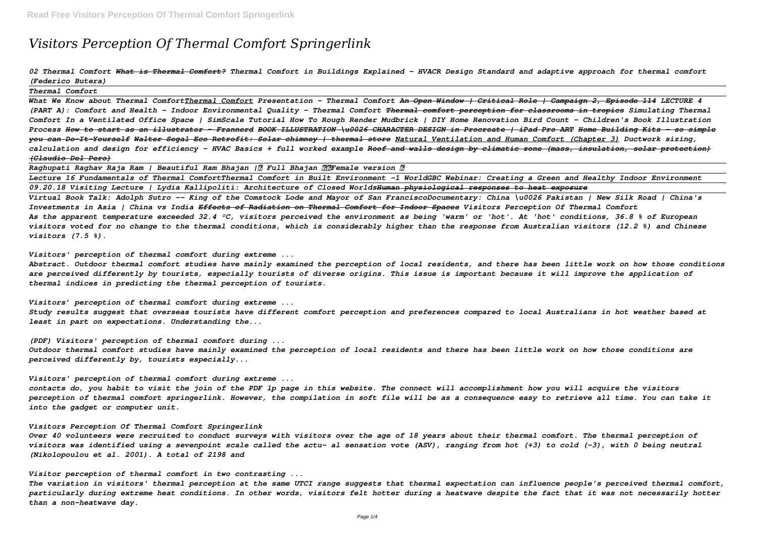# *Visitors Perception Of Thermal Comfort Springerlink*

*02 Thermal Comfort* ~~*What is Thermal Comfort?*~~ *Thermal Comfort in Buildings Explained - HVACR Design Standard and adaptive approach for thermal comfort (Federico Butera)*

*Thermal Comfort*

*What We Know about Thermal Comfort* *Thermal Comfort* *Presentation - Thermal Comfort* ~~*An Open Window | Critical Role | Campaign 2, Episode 114*~~ *LECTURE 4 (PART A): Comfort and Health - Indoor Environmental Quality - Thermal Comfort* ~~*Thermal comfort perception for classrooms in tropics*~~ *Simulating Thermal Comfort In a Ventilated Office Space | SimScale Tutorial How To Rough Render Mudbrick | DIY Home Renovation Bird Count - Children's Book Illustration Process* ~~*How to start as an illustrator ~ Frannerd BOOK ILLUSTRATION \u0026 CHARACTER DESIGN in Procreate | iPad Pro ART Home Building Kits - so simple you can Do-It-Yourself*~~ ~~*Walter Segal Eco Retrofit: Solar chimney | thermal store*~~ *Natural Ventilation and Human Comfort (Chapter 3)* *Ductwork sizing, calculation and design for efficiency - HVAC Basics + full worked example* ~~*Roof and walls design by climatic zone (mass, insulation, solar protection) (Claudio Del Pero)*~~

*Raghupati Raghav Raja Ram | Beautiful Ram Bhajan |? Full Bhajan ??Female version ?*

*Lecture 16 Fundamentals of Thermal ComfortThermal Comfort in Built Environment -1 WorldGBC Webinar: Creating a Green and Healthy Indoor Environment*

*09.20.18 Visiting Lecture | Lydia Kallipoliti: Architecture of Closed Worlds*~~*Human physiological responses to heat exposure*~~

*Virtual Book Talk: Adolph Sutro -- King of the Comstock Lode and Mayor of San FranciscoDocumentary: China \u0026 Pakistan | New Silk Road | China's Investments in Asia | China vs India* ~~*Effects of Radiation on Thermal Comfort for Indoor Spaces*~~ *Visitors Perception Of Thermal Comfort*

*As the apparent temperature exceeded 32.4 °C, visitors perceived the environment as being 'warm' or 'hot'. At 'hot' conditions, 36.8 % of European visitors voted for no change to the thermal conditions, which is considerably higher than the response from Australian visitors (12.2 %) and Chinese visitors (7.5 %).*

*Visitors' perception of thermal comfort during extreme ...*

*Abstract. Outdoor thermal comfort studies have mainly examined the perception of local residents, and there has been little work on how those conditions are perceived differently by tourists, especially tourists of diverse origins. This issue is important because it will improve the application of thermal indices in predicting the thermal perception of tourists.*

*Visitors' perception of thermal comfort during extreme ...*

*Study results suggest that overseas tourists have different comfort perception and preferences compared to local Australians in hot weather based at least in part on expectations. Understanding the...*

*(PDF) Visitors' perception of thermal comfort during ...*

*Outdoor thermal comfort studies have mainly examined the perception of local residents and there has been little work on how those conditions are perceived differently by, tourists especially...*

*Visitors' perception of thermal comfort during extreme ...*

*contacts do, you habit to visit the join of the PDF lp page in this website. The connect will accomplishment how you will acquire the visitors perception of thermal comfort springerlink. However, the compilation in soft file will be as a consequence easy to retrieve all time. You can take it into the gadget or computer unit.*

*Visitors Perception Of Thermal Comfort Springerlink*

*Over 40 volunteers were recruited to conduct surveys with visitors over the age of 18 years about their thermal comfort. The thermal perception of visitors was identified using a sevenpoint scale called the actu- al sensation vote (ASV), ranging from hot (+3) to cold (−3), with 0 being neutral (Nikolopoulou et al. 2001). A total of 2198 and*

*Visitor perception of thermal comfort in two contrasting ...*

*The variation in visitors' thermal perception at the same UTCI range suggests that thermal expectation can influence people's perceived thermal comfort, particularly during extreme heat conditions. In other words, visitors felt hotter during a heatwave despite the fact that it was not necessarily hotter than a non-heatwave day.*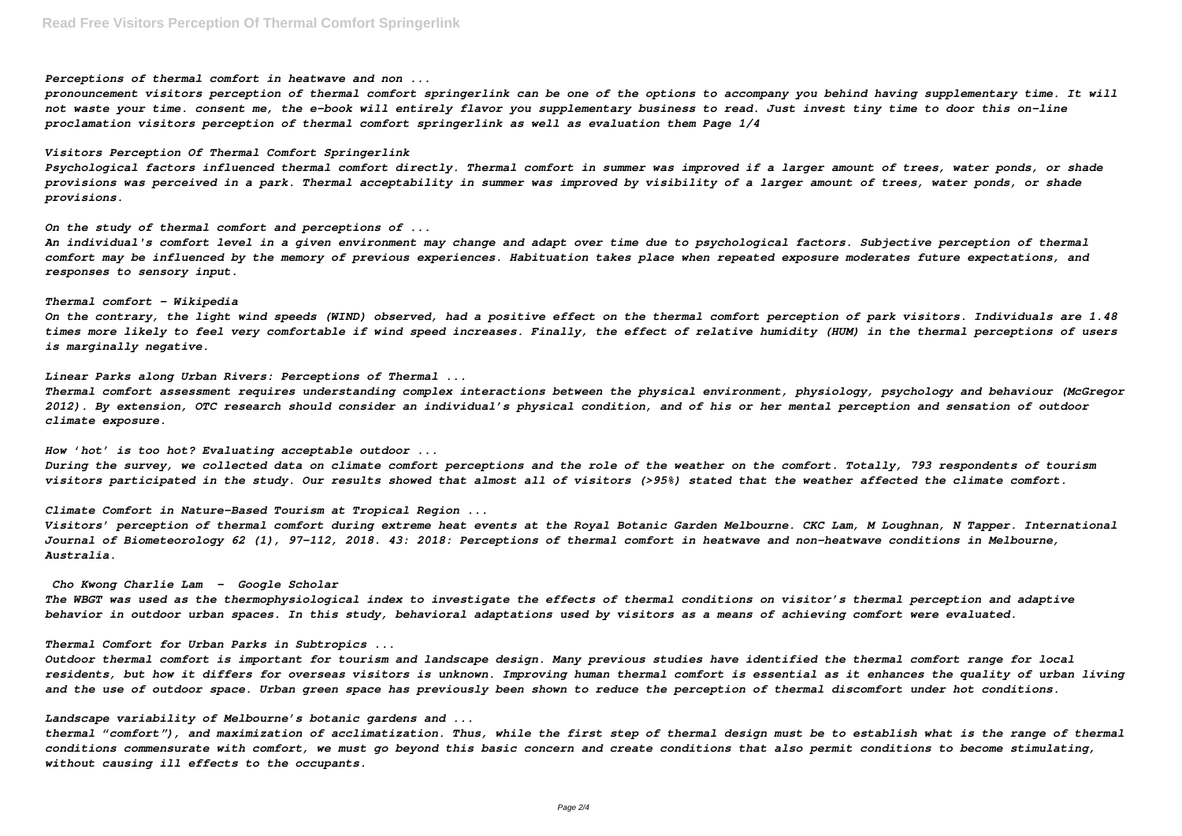*Perceptions of thermal comfort in heatwave and non ...*

*pronouncement visitors perception of thermal comfort springerlink can be one of the options to accompany you behind having supplementary time. It will not waste your time. consent me, the e-book will entirely flavor you supplementary business to read. Just invest tiny time to door this on-line proclamation visitors perception of thermal comfort springerlink as well as evaluation them Page 1/4*

*Visitors Perception Of Thermal Comfort Springerlink*

*Psychological factors influenced thermal comfort directly. Thermal comfort in summer was improved if a larger amount of trees, water ponds, or shade provisions was perceived in a park. Thermal acceptability in summer was improved by visibility of a larger amount of trees, water ponds, or shade provisions.*

*On the study of thermal comfort and perceptions of ...*

*An individual's comfort level in a given environment may change and adapt over time due to psychological factors. Subjective perception of thermal comfort may be influenced by the memory of previous experiences. Habituation takes place when repeated exposure moderates future expectations, and responses to sensory input.*

*Thermal comfort - Wikipedia*

*On the contrary, the light wind speeds (WIND) observed, had a positive effect on the thermal comfort perception of park visitors. Individuals are 1.48 times more likely to feel very comfortable if wind speed increases. Finally, the effect of relative humidity (HUM) in the thermal perceptions of users is marginally negative.*

*Linear Parks along Urban Rivers: Perceptions of Thermal ...*

*Thermal comfort assessment requires understanding complex interactions between the physical environment, physiology, psychology and behaviour (McGregor 2012). By extension, OTC research should consider an individual's physical condition, and of his or her mental perception and sensation of outdoor climate exposure.*

*How 'hot' is too hot? Evaluating acceptable outdoor ...*

*During the survey, we collected data on climate comfort perceptions and the role of the weather on the comfort. Totally, 793 respondents of tourism visitors participated in the study. Our results showed that almost all of visitors (>95%) stated that the weather affected the climate comfort.*

*Climate Comfort in Nature-Based Tourism at Tropical Region ...*

*Visitors' perception of thermal comfort during extreme heat events at the Royal Botanic Garden Melbourne. CKC Lam, M Loughnan, N Tapper. International Journal of Biometeorology 62 (1), 97-112, 2018. 43: 2018: Perceptions of thermal comfort in heatwave and non-heatwave conditions in Melbourne, Australia.*

*Cho Kwong Charlie Lam - Google Scholar*

*The WBGT was used as the thermophysiological index to investigate the effects of thermal conditions on visitor's thermal perception and adaptive behavior in outdoor urban spaces. In this study, behavioral adaptations used by visitors as a means of achieving comfort were evaluated.*

*Thermal Comfort for Urban Parks in Subtropics ...*

*Outdoor thermal comfort is important for tourism and landscape design. Many previous studies have identified the thermal comfort range for local residents, but how it differs for overseas visitors is unknown. Improving human thermal comfort is essential as it enhances the quality of urban living and the use of outdoor space. Urban green space has previously been shown to reduce the perception of thermal discomfort under hot conditions.*

*Landscape variability of Melbourne's botanic gardens and ...*

*thermal "comfort"), and maximization of acclimatization. Thus, while the first step of thermal design must be to establish what is the range of thermal conditions commensurate with comfort, we must go beyond this basic concern and create conditions that also permit conditions to become stimulating, without causing ill effects to the occupants.*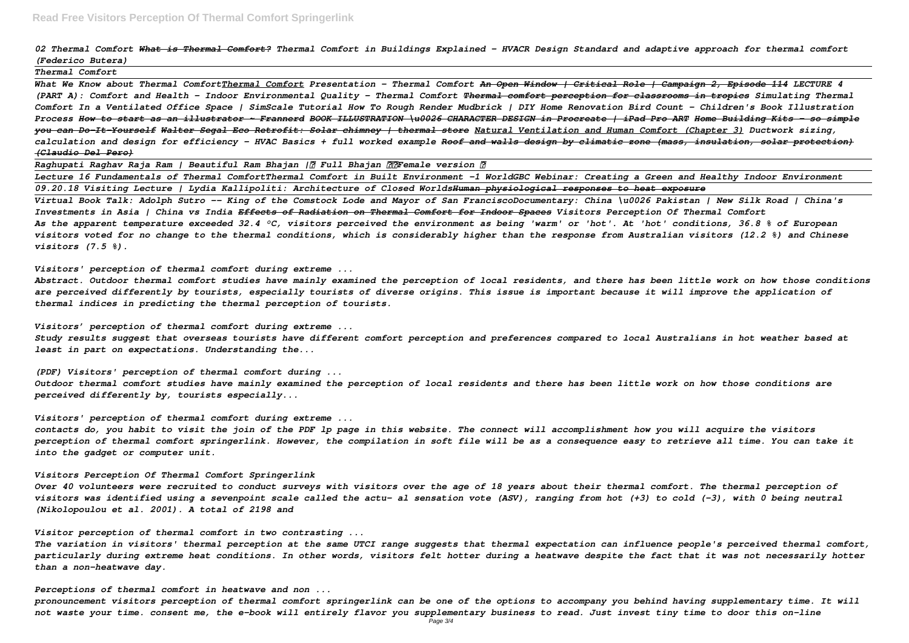*02 Thermal Comfort ~~What is Thermal Comfort?~~ Thermal Comfort in Buildings Explained - HVACR Design Standard and adaptive approach for thermal comfort (Federico Butera)*

*Thermal Comfort*

*What We Know about Thermal Comfort* *Thermal Comfort Presentation - Thermal Comfort* ~~*An Open Window | Critical Role | Campaign 2, Episode 114*~~ *LECTURE 4 (PART A): Comfort and Health - Indoor Environmental Quality - Thermal Comfort* ~~*Thermal comfort perception for classrooms in tropics*~~ *Simulating Thermal Comfort In a Ventilated Office Space | SimScale Tutorial How To Rough Render Mudbrick | DIY Home Renovation Bird Count - Children's Book Illustration Process* ~~*How to start as an illustrator ~ Frannerd*~~ ~~*BOOK ILLUSTRATION \u0026 CHARACTER DESIGN in Procreate | iPad Pro ART*~~ ~~*Home Building Kits - so simple you can Do-It-Yourself*~~ ~~*Walter Segal Eco Retrofit: Solar chimney | thermal store*~~ *Natural Ventilation and Human Comfort (Chapter 3) Ductwork sizing, calculation and design for efficiency - HVAC Basics + full worked example* ~~*Roof and walls design by climatic zone (mass, insulation, solar protection) (Claudio Del Pero)*~~

*Raghupati Raghav Raja Ram | Beautiful Ram Bhajan | Full Bhajan Female version*

*Lecture 16 Fundamentals of Thermal ComfortThermal Comfort in Built Environment -1 WorldGBC Webinar: Creating a Green and Healthy Indoor Environment*

*09.20.18 Visiting Lecture | Lydia Kallipoliti: Architecture of Closed Worlds*~~*Human physiological responses to heat exposure*~~

*Virtual Book Talk: Adolph Sutro -- King of the Comstock Lode and Mayor of San FranciscoDocumentary: China \u0026 Pakistan | New Silk Road | China's Investments in Asia | China vs India* ~~*Effects of Radiation on Thermal Comfort for Indoor Spaces*~~ *Visitors Perception Of Thermal Comfort*

*As the apparent temperature exceeded 32.4 °C, visitors perceived the environment as being 'warm' or 'hot'. At 'hot' conditions, 36.8 % of European visitors voted for no change to the thermal conditions, which is considerably higher than the response from Australian visitors (12.2 %) and Chinese visitors (7.5 %).*

*Visitors' perception of thermal comfort during extreme ...*

*Abstract. Outdoor thermal comfort studies have mainly examined the perception of local residents, and there has been little work on how those conditions are perceived differently by tourists, especially tourists of diverse origins. This issue is important because it will improve the application of thermal indices in predicting the thermal perception of tourists.*

*Visitors' perception of thermal comfort during extreme ...*

*Study results suggest that overseas tourists have different comfort perception and preferences compared to local Australians in hot weather based at least in part on expectations. Understanding the...*

*(PDF) Visitors' perception of thermal comfort during ...*

*Outdoor thermal comfort studies have mainly examined the perception of local residents and there has been little work on how those conditions are perceived differently by, tourists especially...*

*Visitors' perception of thermal comfort during extreme ...*

*contacts do, you habit to visit the join of the PDF lp page in this website. The connect will accomplishment how you will acquire the visitors perception of thermal comfort springerlink. However, the compilation in soft file will be as a consequence easy to retrieve all time. You can take it into the gadget or computer unit.*

*Visitors Perception Of Thermal Comfort Springerlink*

*Over 40 volunteers were recruited to conduct surveys with visitors over the age of 18 years about their thermal comfort. The thermal perception of visitors was identified using a sevenpoint scale called the actu- al sensation vote (ASV), ranging from hot (+3) to cold (-3), with 0 being neutral (Nikolopoulou et al. 2001). A total of 2198 and*

*Visitor perception of thermal comfort in two contrasting ...*

*The variation in visitors' thermal perception at the same UTCI range suggests that thermal expectation can influence people's perceived thermal comfort, particularly during extreme heat conditions. In other words, visitors felt hotter during a heatwave despite the fact that it was not necessarily hotter than a non-heatwave day.*

*Perceptions of thermal comfort in heatwave and non ...*

*pronouncement visitors perception of thermal comfort springerlink can be one of the options to accompany you behind having supplementary time. It will not waste your time. consent me, the e-book will entirely flavor you supplementary business to read. Just invest tiny time to door this on-line*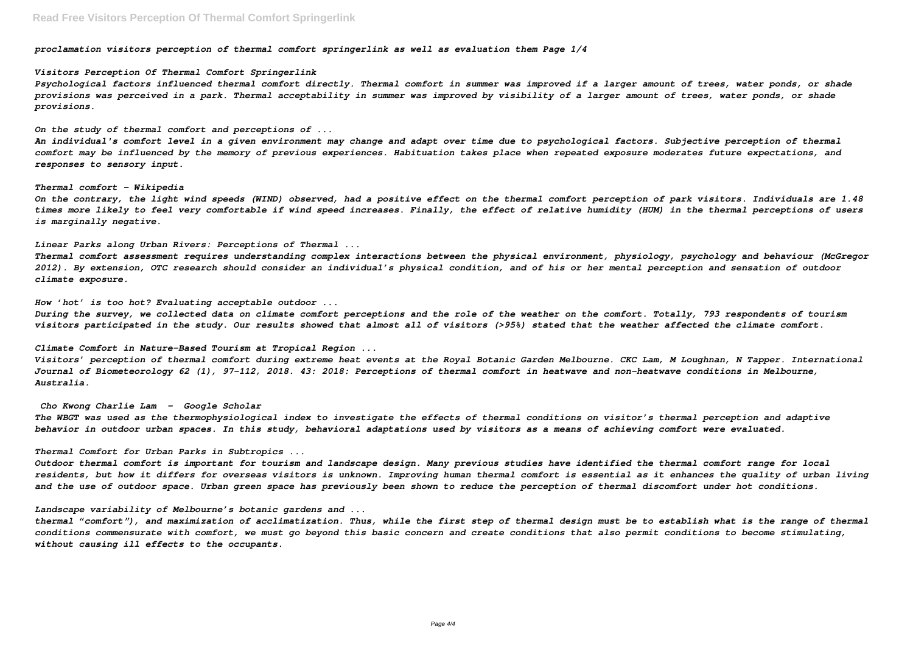*proclamation visitors perception of thermal comfort springerlink as well as evaluation them Page 1/4*

*Visitors Perception Of Thermal Comfort Springerlink*

*Psychological factors influenced thermal comfort directly. Thermal comfort in summer was improved if a larger amount of trees, water ponds, or shade provisions was perceived in a park. Thermal acceptability in summer was improved by visibility of a larger amount of trees, water ponds, or shade provisions.*

*On the study of thermal comfort and perceptions of ...*

*An individual's comfort level in a given environment may change and adapt over time due to psychological factors. Subjective perception of thermal comfort may be influenced by the memory of previous experiences. Habituation takes place when repeated exposure moderates future expectations, and responses to sensory input.*

*Thermal comfort - Wikipedia*

*On the contrary, the light wind speeds (WIND) observed, had a positive effect on the thermal comfort perception of park visitors. Individuals are 1.48 times more likely to feel very comfortable if wind speed increases. Finally, the effect of relative humidity (HUM) in the thermal perceptions of users is marginally negative.*

*Linear Parks along Urban Rivers: Perceptions of Thermal ...*

*Thermal comfort assessment requires understanding complex interactions between the physical environment, physiology, psychology and behaviour (McGregor 2012). By extension, OTC research should consider an individual's physical condition, and of his or her mental perception and sensation of outdoor climate exposure.*

*How 'hot' is too hot? Evaluating acceptable outdoor ...*

*During the survey, we collected data on climate comfort perceptions and the role of the weather on the comfort. Totally, 793 respondents of tourism visitors participated in the study. Our results showed that almost all of visitors (>95%) stated that the weather affected the climate comfort.*

*Climate Comfort in Nature-Based Tourism at Tropical Region ...*

*Visitors' perception of thermal comfort during extreme heat events at the Royal Botanic Garden Melbourne. CKC Lam, M Loughnan, N Tapper. International Journal of Biometeorology 62 (1), 97-112, 2018. 43: 2018: Perceptions of thermal comfort in heatwave and non-heatwave conditions in Melbourne, Australia.*

*Cho Kwong Charlie Lam - Google Scholar*

*The WBGT was used as the thermophysiological index to investigate the effects of thermal conditions on visitor's thermal perception and adaptive behavior in outdoor urban spaces. In this study, behavioral adaptations used by visitors as a means of achieving comfort were evaluated.*

*Thermal Comfort for Urban Parks in Subtropics ...*

*Outdoor thermal comfort is important for tourism and landscape design. Many previous studies have identified the thermal comfort range for local residents, but how it differs for overseas visitors is unknown. Improving human thermal comfort is essential as it enhances the quality of urban living and the use of outdoor space. Urban green space has previously been shown to reduce the perception of thermal discomfort under hot conditions.*

*Landscape variability of Melbourne's botanic gardens and ...*

*thermal "comfort"), and maximization of acclimatization. Thus, while the first step of thermal design must be to establish what is the range of thermal conditions commensurate with comfort, we must go beyond this basic concern and create conditions that also permit conditions to become stimulating, without causing ill effects to the occupants.*